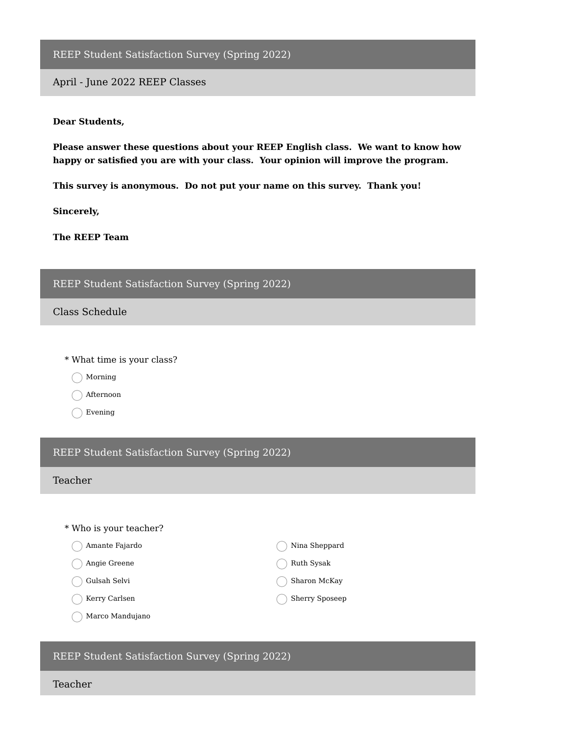## REEP Student Satisfaction Survey (Spring 2022)

### April - June 2022 REEP Classes

**Dear Students,**

**Please answer these questions about your REEP English class. We want to know how happy or satisfied you are with your class. Your opinion will improve the program.**

**This survey is anonymous. Do not put your name on this survey. Thank you!**

**Sincerely,**

**The REEP Team**

## REEP Student Satisfaction Survey (Spring 2022)

### Class Schedule

* What time is your class?

- ◯ Morning
- ◯ Afternoon
- ◯ Evening

## REEP Student Satisfaction Survey (Spring 2022)

### Teacher

* Who is your teacher?

- ◯ Amante Fajardo
- ◯ Angie Greene
- ◯ Gulsah Selvi
- ◯ Kerry Carlsen
- ◯ Marco Mandujano
- ◯ Nina Sheppard
- ◯ Ruth Sysak
- ◯ Sharon McKay
- ◯ Sherry Sposeep

## REEP Student Satisfaction Survey (Spring 2022)

### Teacher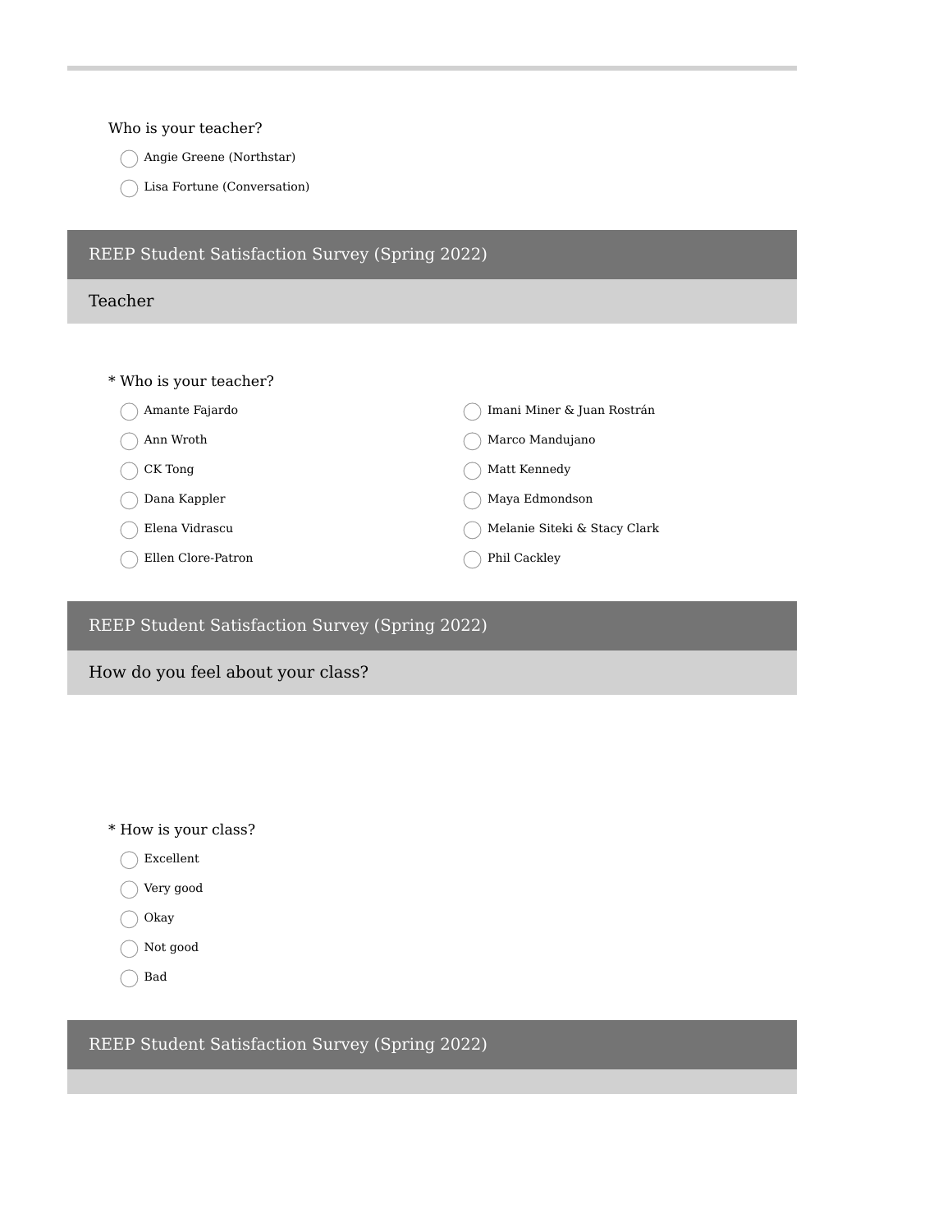Who is your teacher?

- ◯ Angie Greene (Northstar)
- ◯ Lisa Fortune (Conversation)

## REEP Student Satisfaction Survey (Spring 2022)

### Teacher

\* Who is your teacher?

- ◯ Amante Fajardo
- ◯ Ann Wroth
- ◯ CK Tong
- ◯ Dana Kappler
- ◯ Elena Vidrascu
- ◯ Ellen Clore-Patron
- ◯ Imani Miner & Juan Rostrán
- ◯ Marco Mandujano
- ◯ Matt Kennedy
- ◯ Maya Edmondson
- ◯ Melanie Siteki & Stacy Clark
- ◯ Phil Cackley

## REEP Student Satisfaction Survey (Spring 2022)

### How do you feel about your class?

\* How is your class?

- ◯ Excellent
- ◯ Very good
- ◯ Okay
- ◯ Not good
- ◯ Bad

## REEP Student Satisfaction Survey (Spring 2022)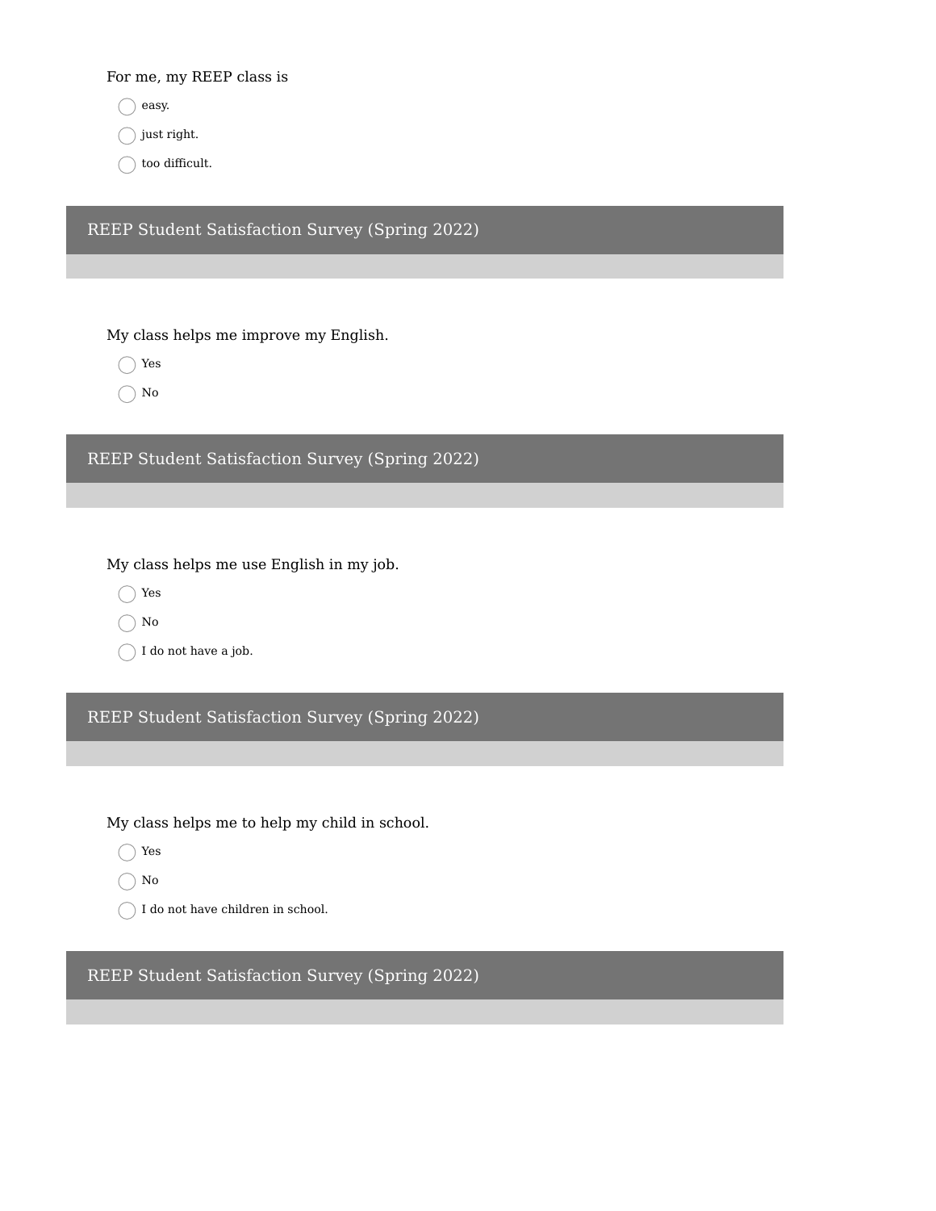For me, my REEP class is

- ◯ easy.
- ◯ just right.
- ◯ too difficult.

## REEP Student Satisfaction Survey (Spring 2022)

My class helps me improve my English.

- ◯ Yes
- ◯ No

## REEP Student Satisfaction Survey (Spring 2022)

My class helps me use English in my job.

- ◯ Yes
- ◯ No
- ◯ I do not have a job.

## REEP Student Satisfaction Survey (Spring 2022)

My class helps me to help my child in school.

- ◯ Yes
- ◯ No
- ◯ I do not have children in school.

## REEP Student Satisfaction Survey (Spring 2022)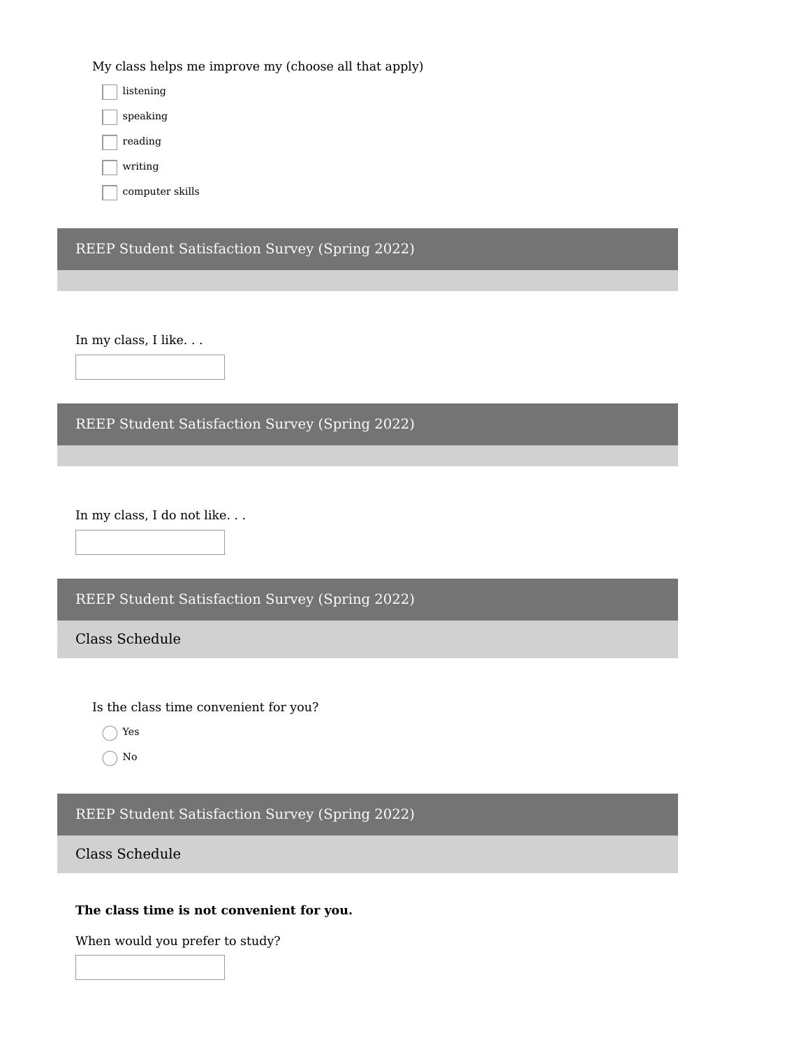My class helps me improve my (choose all that apply)

- [ ] listening
- [ ] speaking
- [ ] reading
- [ ] writing
- [ ] computer skills

## REEP Student Satisfaction Survey (Spring 2022)

In my class, I like. . .

\_\_\_\_\_\_\_\_\_\_\_\_\_\_\_\_\_\_\_\_

## REEP Student Satisfaction Survey (Spring 2022)

In my class, I do not like. . .

\_\_\_\_\_\_\_\_\_\_\_\_\_\_\_\_\_\_\_\_

## REEP Student Satisfaction Survey (Spring 2022)

### Class Schedule

Is the class time convenient for you?

- ( ) Yes
- ( ) No

## REEP Student Satisfaction Survey (Spring 2022)

### Class Schedule

**The class time is not convenient for you.**

When would you prefer to study?

\_\_\_\_\_\_\_\_\_\_\_\_\_\_\_\_\_\_\_\_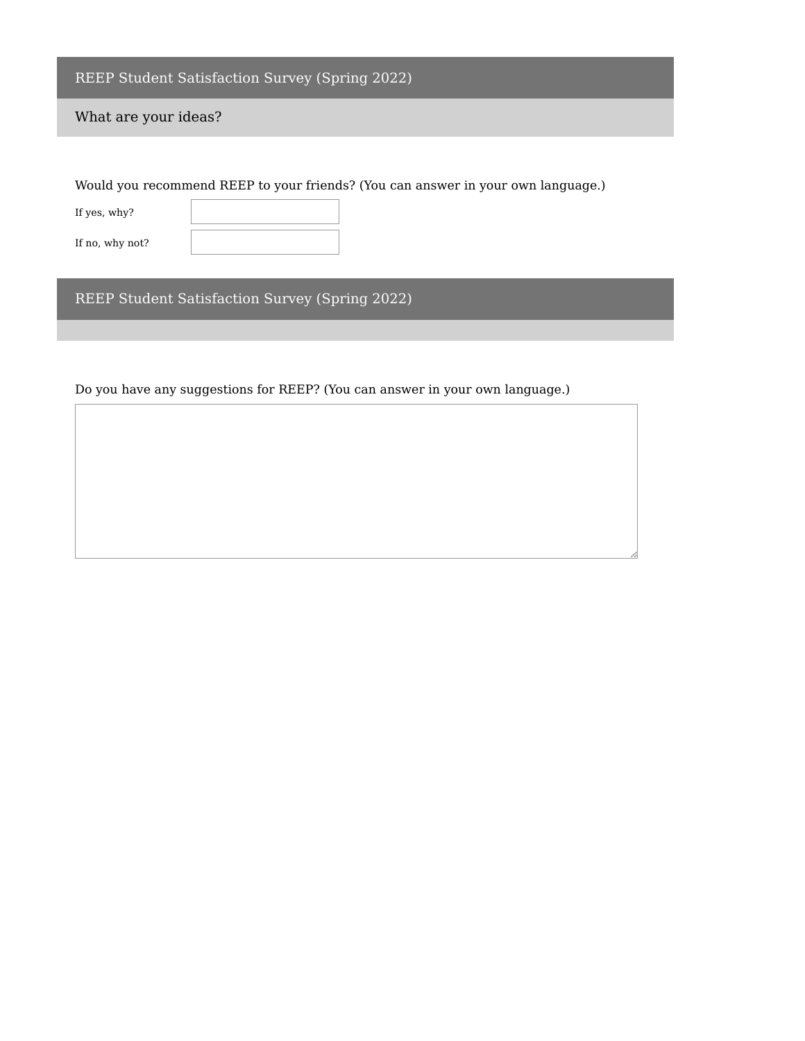## REEP Student Satisfaction Survey (Spring 2022)

### What are your ideas?

Would you recommend REEP to your friends? (You can answer in your own language.)

If yes, why?

If no, why not?

## REEP Student Satisfaction Survey (Spring 2022)

Do you have any suggestions for REEP? (You can answer in your own language.)